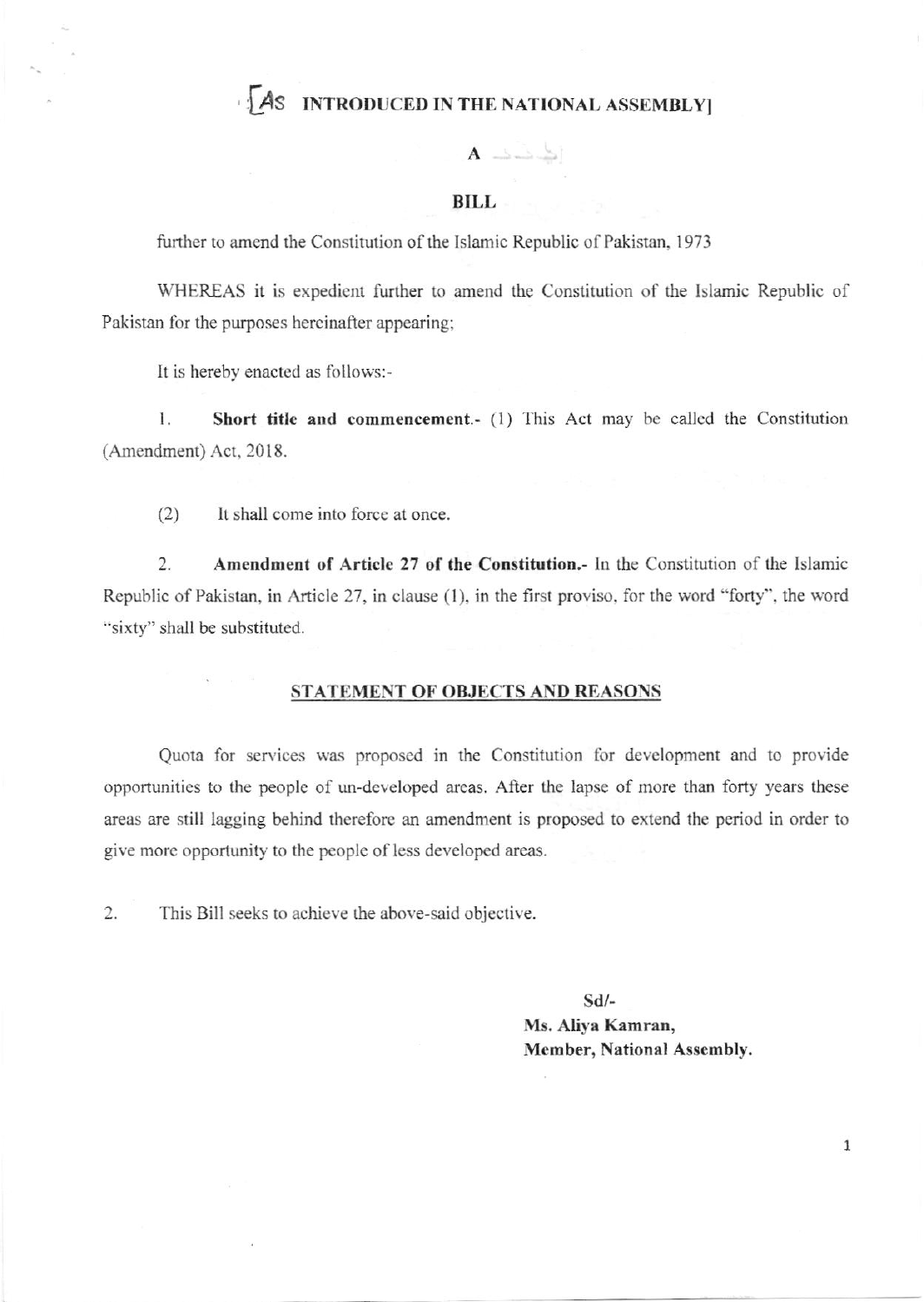[AS INTRODUCED IN THE NATIONAL ASSEMBLY]

# A

# BILL

further to amend the Constitution of the Islamic Republic of Pakistan, 1973

WHEREAS it is expedient further to amend the Constitution of the Islamic Republic of Pakistan for the purposes hereinafter appearing;

It is hereby enacted as follows:-

1. **Short title and commencement.**- (1) This Act may be called the Constitution (Amendment) Act, 2018.

(2) It shall come into force at once.

2. **Amendment of Article 27 of the Constitution.**- In the Constitution of the Islamic Republic of Pakistan, in Article 27, in clause (1), in the first proviso, for the word "forty", the word "sixty" shall be substituted.

## STATEMENT OF OBJECTS AND REASONS

Quota for services was proposed in the Constitution for development and to provide opportunities to the people of un-developed areas. After the lapse of more than forty years these areas are still lagging behind therefore an amendment is proposed to extend the period in order to give more opportunity to the people of less developed areas.

2. This Bill seeks to achieve the above-said objective.

Sd/-
**Ms. Aliya Kamran,**
**Member, National Assembly.**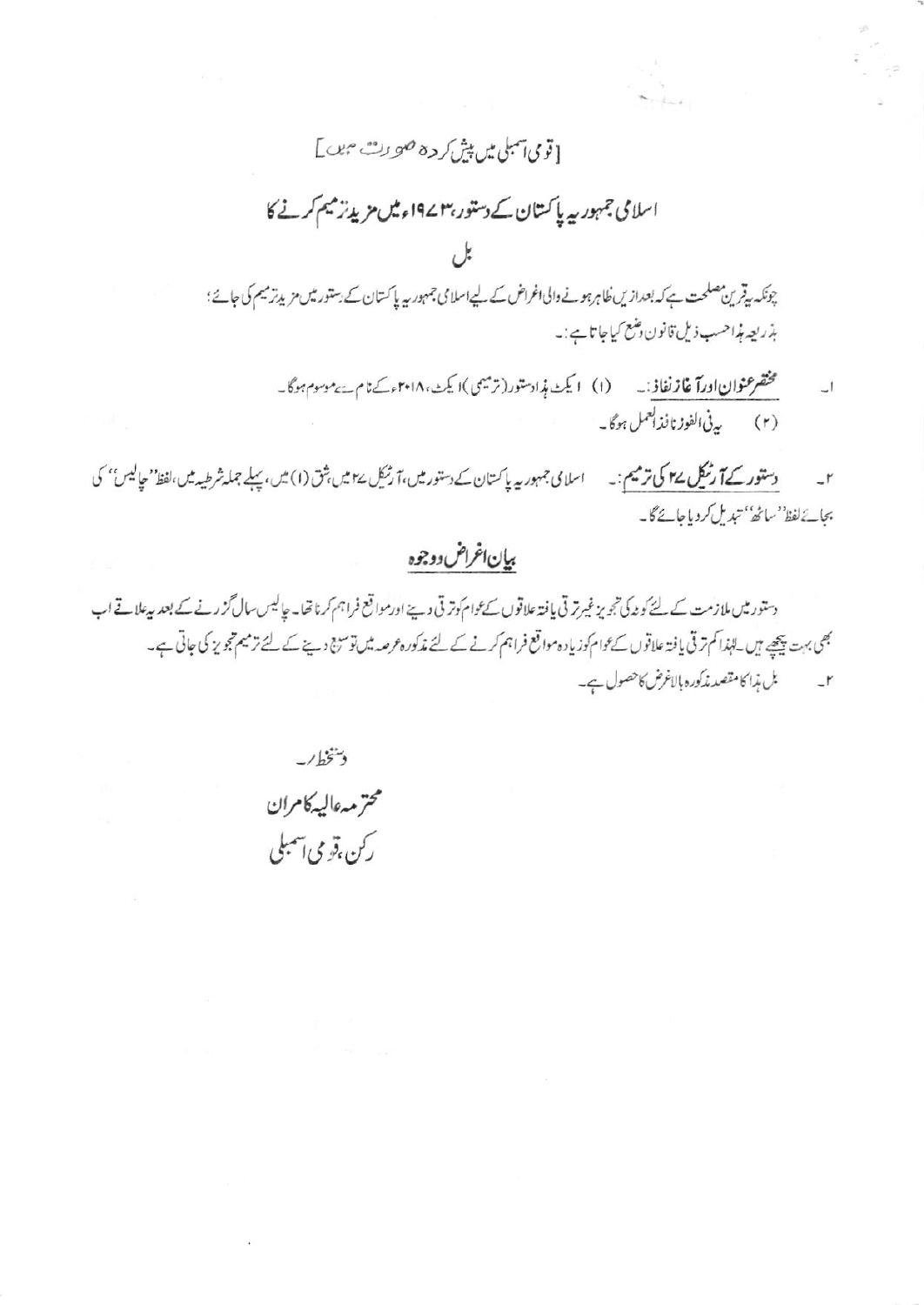[قومی اسمبلی میں پیش کردہ صورت میں]

# اسلامی جمہوریہ پاکستان کے دستور،۱۹۷۳ء میں مزید ترمیم کرنے کا

# بل

چونکہ یہ قرین مصلحت ہے کہ بعدازیں ظاہر ہونے والی اغراض کے لیے اسلامی جمہوریہ پاکستان کے دستور میں مزید ترمیم کی جائے؛
بذریعہ ہذا حسب ذیل قانون وضع کیا جاتا ہے:۔

۱۔ **مختصر عنوان اور آغاز نفاذ:۔** (۱) ایکٹ ہذا دستور (ترمیمی) ایکٹ، ۲۰۱۸ء کے نام سے موسوم ہوگا۔
(۲) یہ فی الفور نافذ العمل ہوگا۔

۲۔ **دستور کے آرٹیکل ۲۷ کی ترمیم:۔** اسلامی جمہوریہ پاکستان کے دستور میں، آرٹیکل ۲۷ میں، شق (۱) میں، پہلے جملہ شرطیہ میں، لفظ "چالیس" کی بجائے لفظ "ساٹھ" تبدیل کردیا جائے گا۔

## بیان اغراض ووجوہ

دستور میں ملازمت کے لئے کوٹہ کی تجویز غیر ترقی یافتہ علاقوں کے عوام کو ترقی دینے اور مواقع فراہم کرنا تھا۔ چالیس سال گزرنے کے بعد یہ علاقے اب بھی بہت پیچھے ہیں۔ لہٰذا کم ترقی یافتہ علاقوں کے عوام کو زیادہ مواقع فراہم کرنے کے لئے مذکورہ عرصہ میں توسیع دینے کے لئے ترمیم تجویز کی جاتی ہے۔

۲۔ بل ہذا کا مقصد مذکورہ بالا غرض کا حصول ہے۔

دستخط/۔

محترمہ عالیہ کامران

رکن، قومی اسمبلی